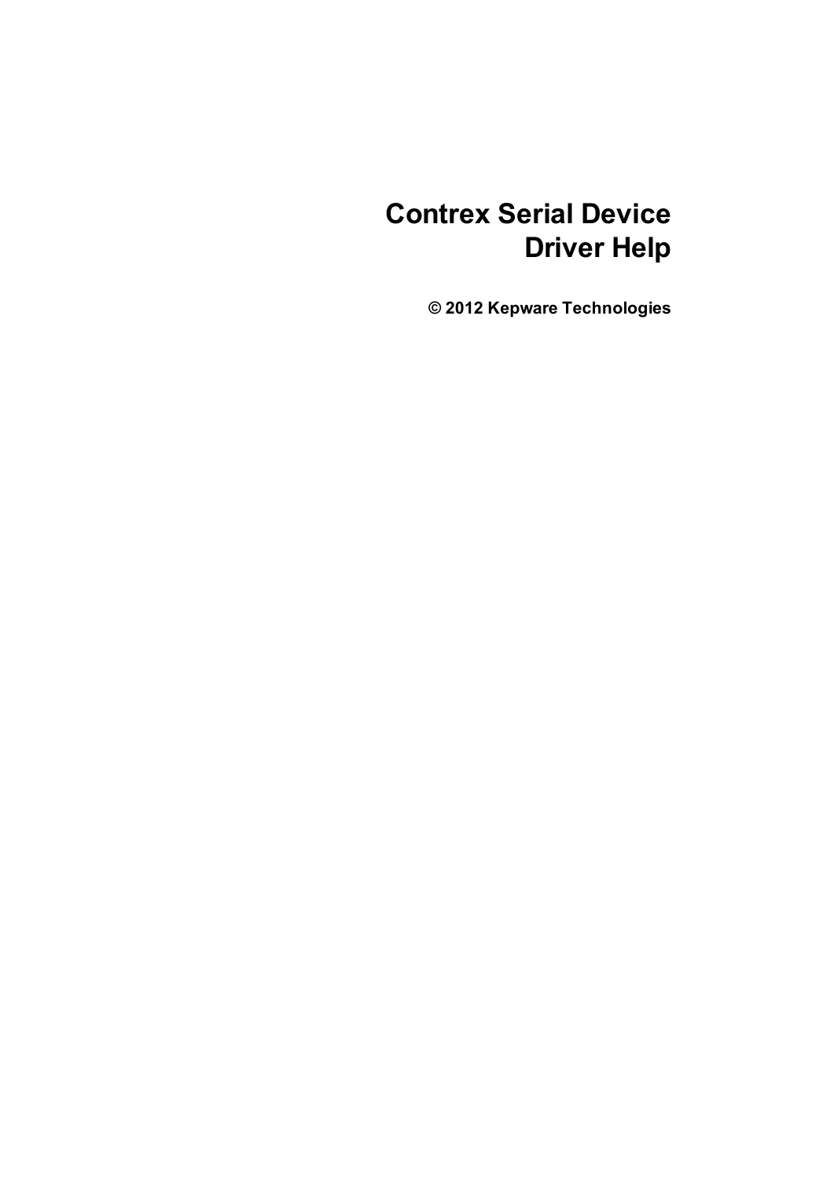# Contrex Serial Device Driver Help

**© 2012 Kepware Technologies**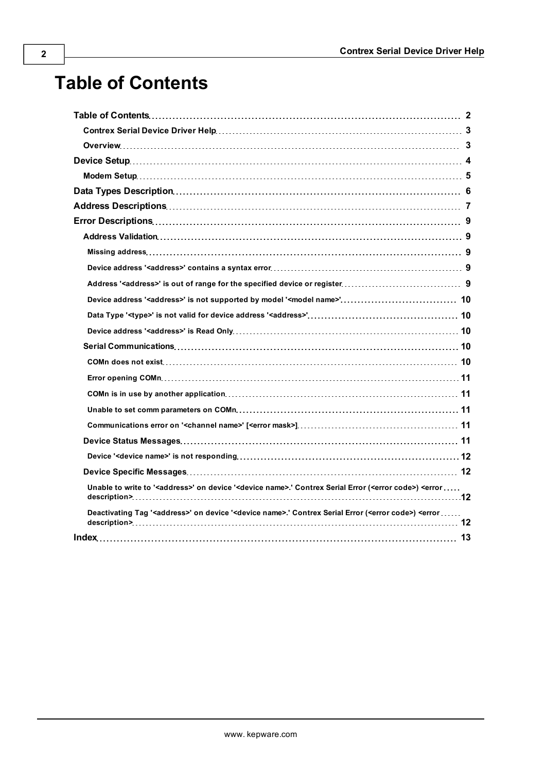# Table of Contents

- **Table of Contents** 2
  - **Contrex Serial Device Driver Help** 3
  - **Overview** 3
- **Device Setup** 4
  - **Modem Setup** 5
- **Data Types Description** 6
- **Address Descriptions** 7
- **Error Descriptions** 9
  - **Address Validation** 9
    - **Missing address** 9
    - **Device address '<address>' contains a syntax error** 9
    - **Address '<address>' is out of range for the specified device or register** 9
    - **Device address '<address>' is not supported by model '<model name>'** 10
    - **Data Type '<type>' is not valid for device address '<address>'** 10
    - **Device address '<address>' is Read Only** 10
  - **Serial Communications** 10
    - **COMn does not exist** 10
    - **Error opening COMn** 11
    - **COMn is in use by another application** 11
    - **Unable to set comm parameters on COMn** 11
    - **Communications error on '<channel name>' [<error mask>]** 11
  - **Device Status Messages** 11
    - **Device '<device name>' is not responding** 12
  - **Device Specific Messages** 12
    - **Unable to write to '<address>' on device '<device name>.' Contrex Serial Error (<error code>) <error description>** 12
    - **Deactivating Tag '<address>' on device '<device name>.' Contrex Serial Error (<error code>) <error description>** 12
- **Index** 13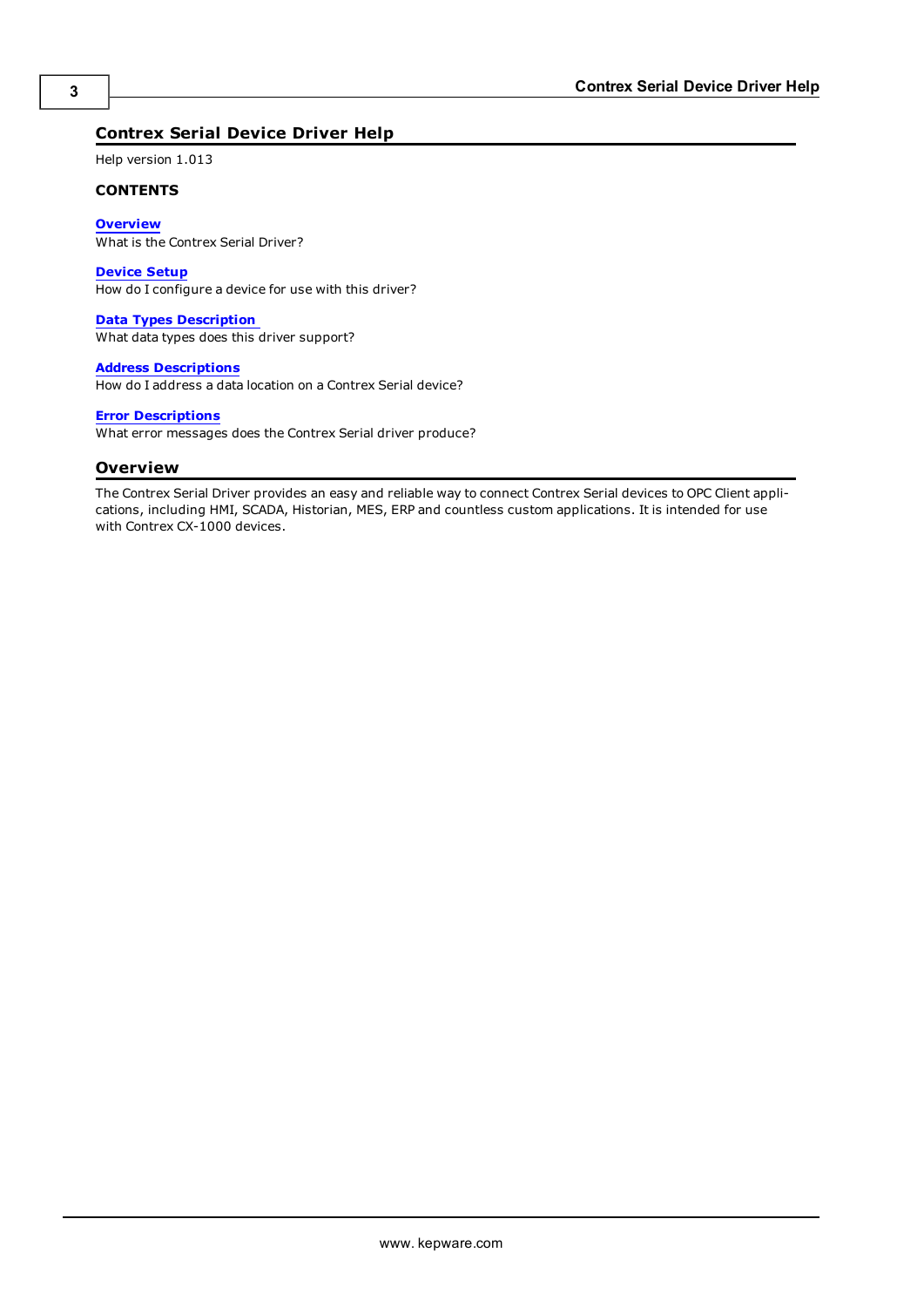## Contrex Serial Device Driver Help

Help version 1.013

**CONTENTS**

**Overview**
What is the Contrex Serial Driver?

**Device Setup**
How do I configure a device for use with this driver?

**Data Types Description**
What data types does this driver support?

**Address Descriptions**
How do I address a data location on a Contrex Serial device?

**Error Descriptions**
What error messages does the Contrex Serial driver produce?

## Overview

The Contrex Serial Driver provides an easy and reliable way to connect Contrex Serial devices to OPC Client applications, including HMI, SCADA, Historian, MES, ERP and countless custom applications. It is intended for use with Contrex CX-1000 devices.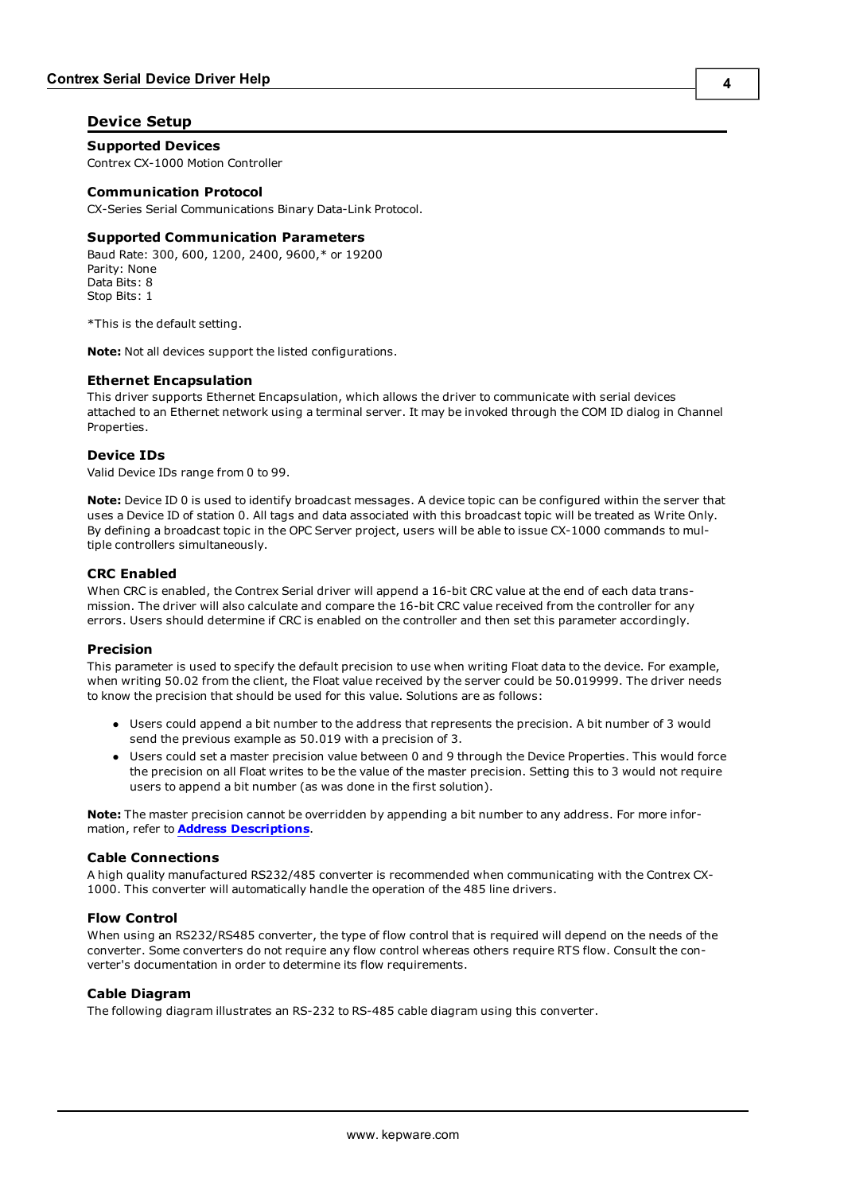## Device Setup

### Supported Devices

Contrex CX-1000 Motion Controller

### Communication Protocol

CX-Series Serial Communications Binary Data-Link Protocol.

### Supported Communication Parameters

Baud Rate: 300, 600, 1200, 2400, 9600,* or 19200
Parity: None
Data Bits: 8
Stop Bits: 1

*This is the default setting.

**Note:** Not all devices support the listed configurations.

### Ethernet Encapsulation

This driver supports Ethernet Encapsulation, which allows the driver to communicate with serial devices attached to an Ethernet network using a terminal server. It may be invoked through the COM ID dialog in Channel Properties.

### Device IDs

Valid Device IDs range from 0 to 99.

**Note:** Device ID 0 is used to identify broadcast messages. A device topic can be configured within the server that uses a Device ID of station 0. All tags and data associated with this broadcast topic will be treated as Write Only. By defining a broadcast topic in the OPC Server project, users will be able to issue CX-1000 commands to multiple controllers simultaneously.

### CRC Enabled

When CRC is enabled, the Contrex Serial driver will append a 16-bit CRC value at the end of each data transmission. The driver will also calculate and compare the 16-bit CRC value received from the controller for any errors. Users should determine if CRC is enabled on the controller and then set this parameter accordingly.

### Precision

This parameter is used to specify the default precision to use when writing Float data to the device. For example, when writing 50.02 from the client, the Float value received by the server could be 50.019999. The driver needs to know the precision that should be used for this value. Solutions are as follows:

- Users could append a bit number to the address that represents the precision. A bit number of 3 would send the previous example as 50.019 with a precision of 3.
- Users could set a master precision value between 0 and 9 through the Device Properties. This would force the precision on all Float writes to be the value of the master precision. Setting this to 3 would not require users to append a bit number (as was done in the first solution).

**Note:** The master precision cannot be overridden by appending a bit number to any address. For more information, refer to **Address Descriptions**.

### Cable Connections

A high quality manufactured RS232/485 converter is recommended when communicating with the Contrex CX-1000. This converter will automatically handle the operation of the 485 line drivers.

### Flow Control

When using an RS232/RS485 converter, the type of flow control that is required will depend on the needs of the converter. Some converters do not require any flow control whereas others require RTS flow. Consult the converter's documentation in order to determine its flow requirements.

### Cable Diagram

The following diagram illustrates an RS-232 to RS-485 cable diagram using this converter.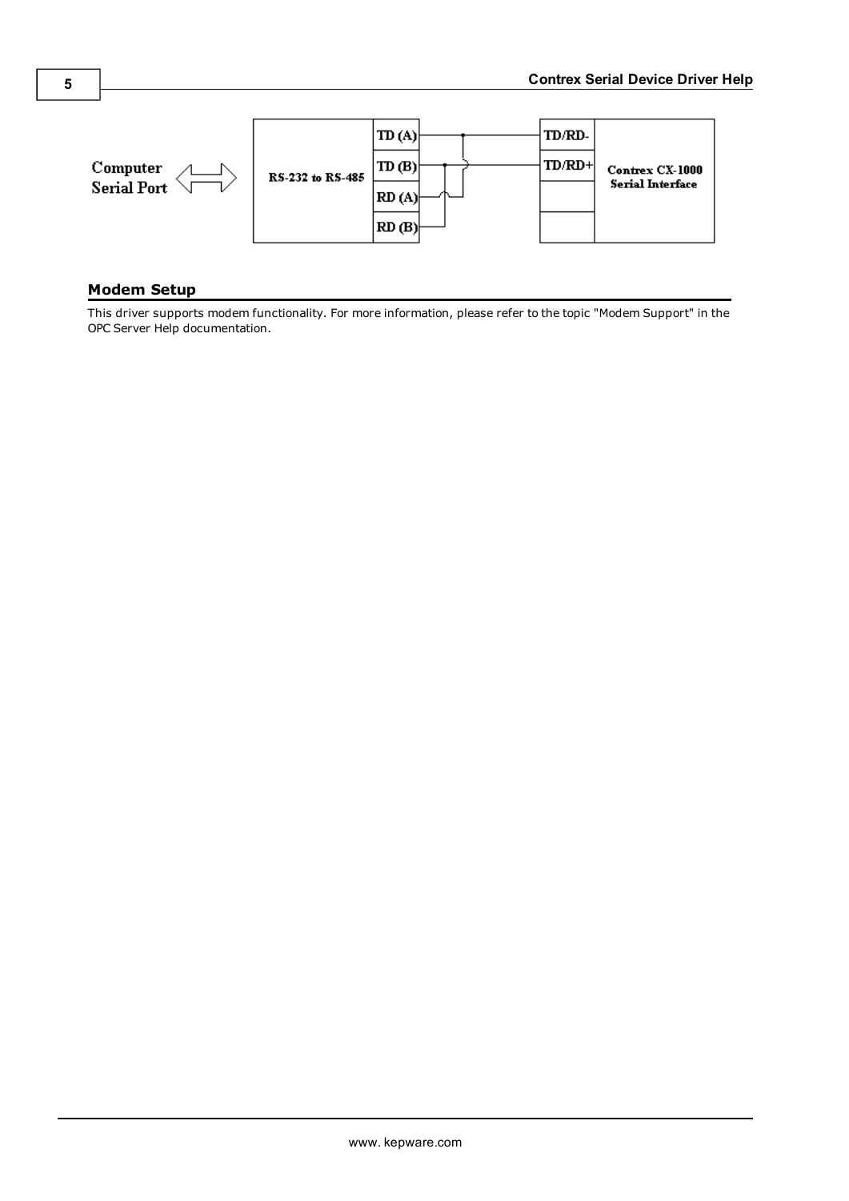## Modem Setup

This driver supports modem functionality. For more information, please refer to the topic "Modem Support" in the OPC Server Help documentation.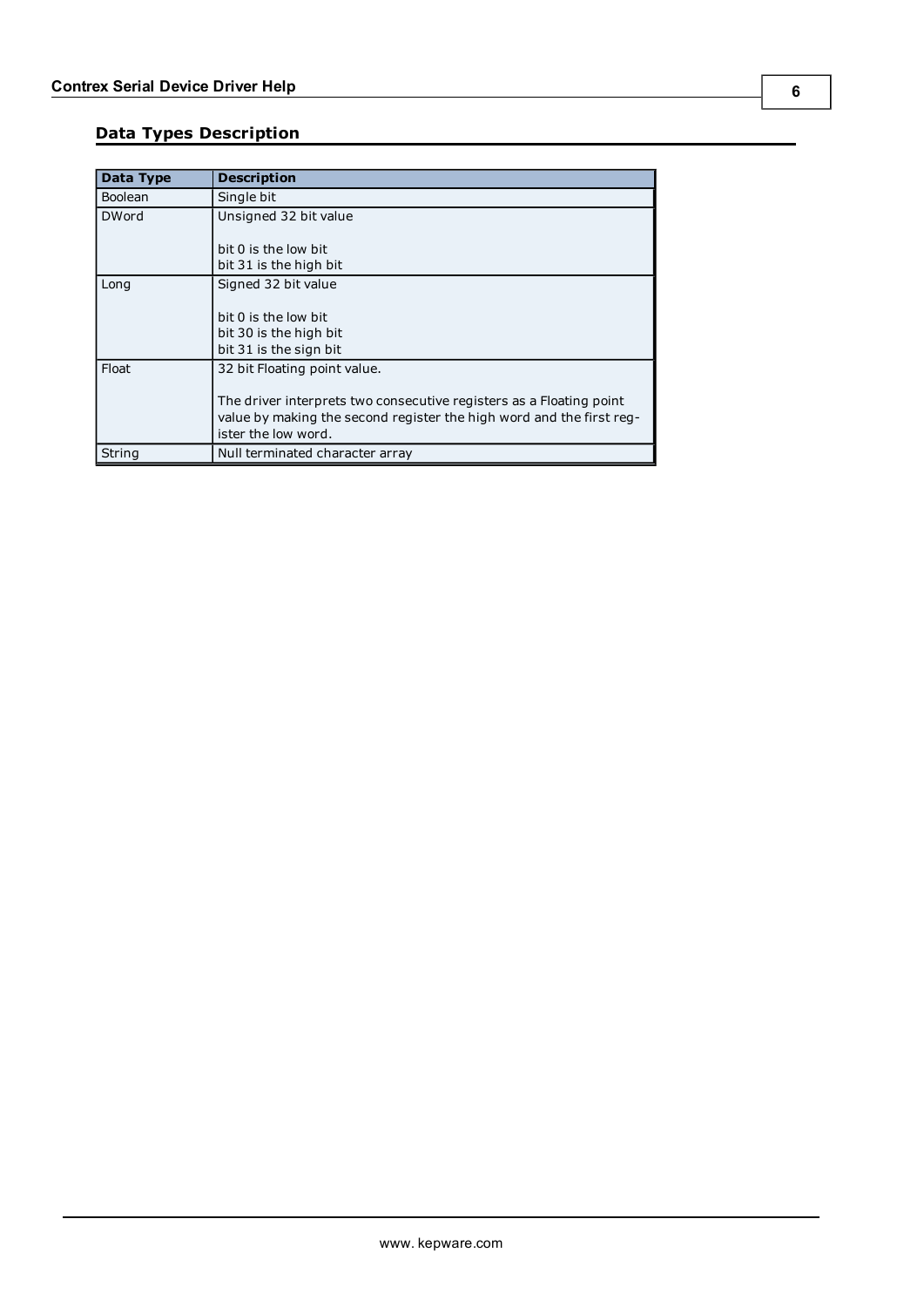## Data Types Description

| Data Type | Description |
|---|---|
| Boolean | Single bit |
| DWord | Unsigned 32 bit value<br><br>bit 0 is the low bit<br>bit 31 is the high bit |
| Long | Signed 32 bit value<br><br>bit 0 is the low bit<br>bit 30 is the high bit<br>bit 31 is the sign bit |
| Float | 32 bit Floating point value.<br><br>The driver interprets two consecutive registers as a Floating point value by making the second register the high word and the first register the low word. |
| String | Null terminated character array |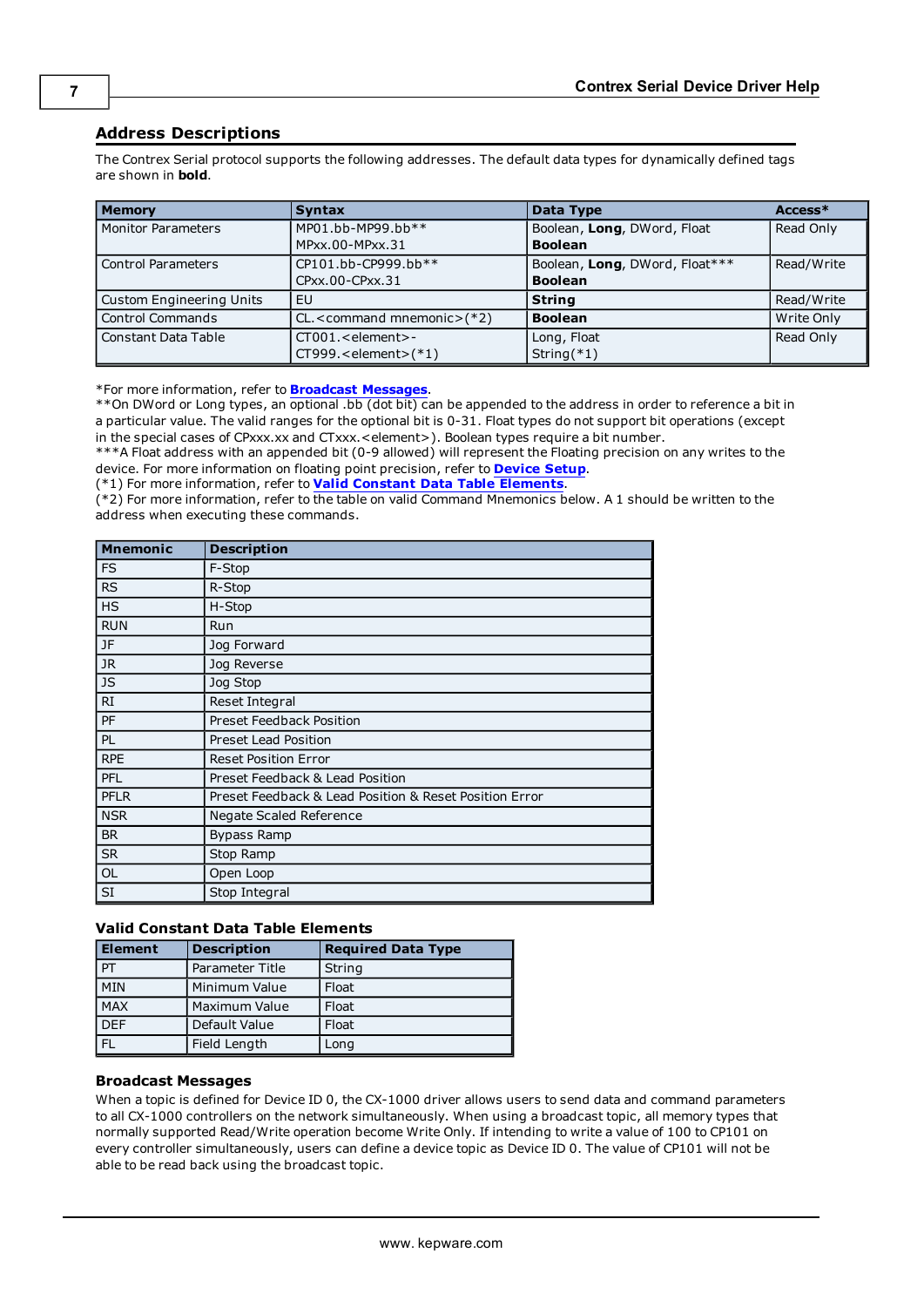## Address Descriptions

The Contrex Serial protocol supports the following addresses. The default data types for dynamically defined tags are shown in **bold**.

| Memory | Syntax | Data Type | Access* |
|---|---|---|---|
| Monitor Parameters | MP01.bb-MP99.bb**<br>MPxx.00-MPxx.31 | Boolean, **Long**, DWord, Float<br>**Boolean** | Read Only |
| Control Parameters | CP101.bb-CP999.bb**<br>CPxx.00-CPxx.31 | Boolean, **Long**, DWord, Float***<br>**Boolean** | Read/Write |
| Custom Engineering Units | EU | **String** | Read/Write |
| Control Commands | CL.<command mnemonic>(*2) | **Boolean** | Write Only |
| Constant Data Table | CT001.<element>-<br>CT999.<element>(*1) | Long, Float<br>String(*1) | Read Only |

*For more information, refer to **Broadcast Messages**.
**On DWord or Long types, an optional .bb (dot bit) can be appended to the address in order to reference a bit in a particular value. The valid ranges for the optional bit is 0-31. Float types do not support bit operations (except in the special cases of CPxxx.xx and CTxxx.<element>). Boolean types require a bit number.
***A Float address with an appended bit (0-9 allowed) will represent the Floating precision on any writes to the device. For more information on floating point precision, refer to **Device Setup**.
(*1) For more information, refer to **Valid Constant Data Table Elements**.
(*2) For more information, refer to the table on valid Command Mnemonics below. A 1 should be written to the address when executing these commands.

| Mnemonic | Description |
|---|---|
| FS | F-Stop |
| RS | R-Stop |
| HS | H-Stop |
| RUN | Run |
| JF | Jog Forward |
| JR | Jog Reverse |
| JS | Jog Stop |
| RI | Reset Integral |
| PF | Preset Feedback Position |
| PL | Preset Lead Position |
| RPE | Reset Position Error |
| PFL | Preset Feedback & Lead Position |
| PFLR | Preset Feedback & Lead Position & Reset Position Error |
| NSR | Negate Scaled Reference |
| BR | Bypass Ramp |
| SR | Stop Ramp |
| OL | Open Loop |
| SI | Stop Integral |

### Valid Constant Data Table Elements

| Element | Description | Required Data Type |
|---|---|---|
| PT | Parameter Title | String |
| MIN | Minimum Value | Float |
| MAX | Maximum Value | Float |
| DEF | Default Value | Float |
| FL | Field Length | Long |

### Broadcast Messages

When a topic is defined for Device ID 0, the CX-1000 driver allows users to send data and command parameters to all CX-1000 controllers on the network simultaneously. When using a broadcast topic, all memory types that normally supported Read/Write operation become Write Only. If intending to write a value of 100 to CP101 on every controller simultaneously, users can define a device topic as Device ID 0. The value of CP101 will not be able to be read back using the broadcast topic.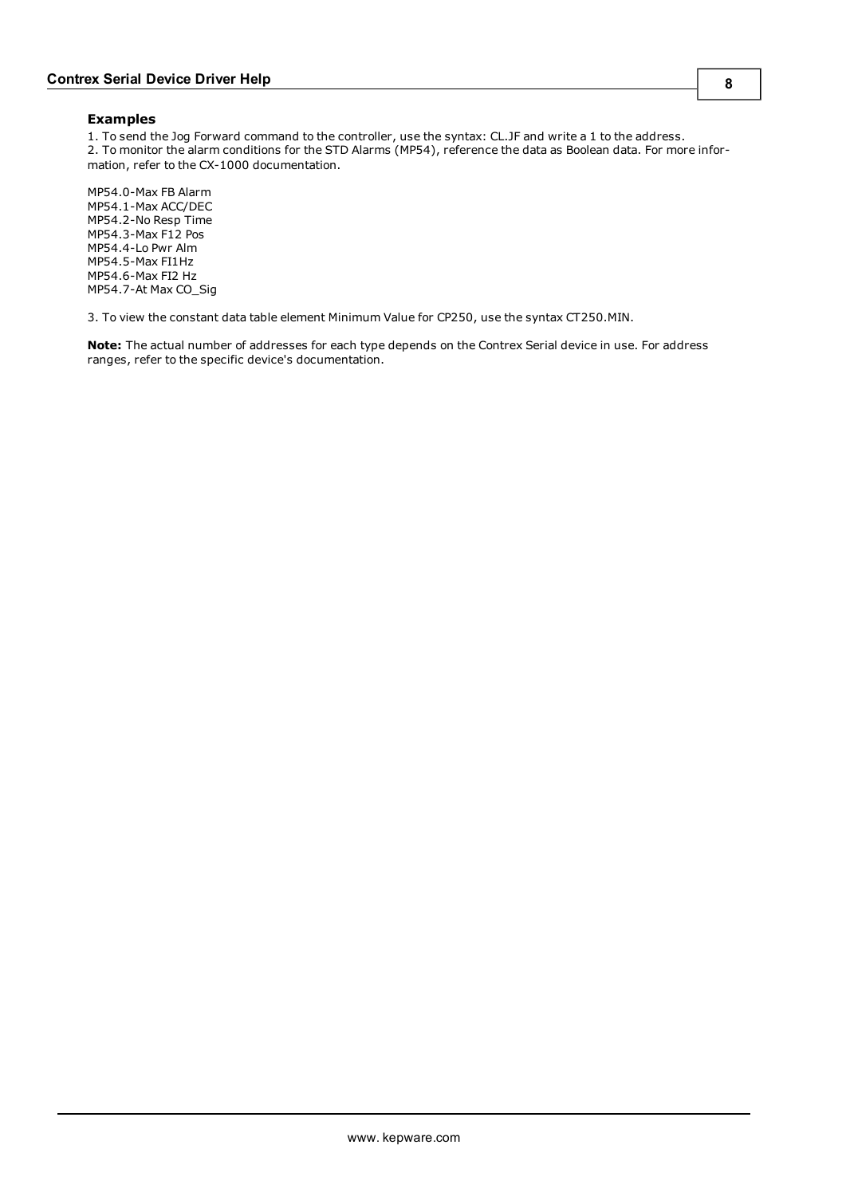### Examples

1. To send the Jog Forward command to the controller, use the syntax: CL.JF and write a 1 to the address.
2. To monitor the alarm conditions for the STD Alarms (MP54), reference the data as Boolean data. For more information, refer to the CX-1000 documentation.

MP54.0-Max FB Alarm
MP54.1-Max ACC/DEC
MP54.2-No Resp Time
MP54.3-Max F12 Pos
MP54.4-Lo Pwr Alm
MP54.5-Max FI1Hz
MP54.6-Max FI2 Hz
MP54.7-At Max CO_Sig

3. To view the constant data table element Minimum Value for CP250, use the syntax CT250.MIN.

**Note:** The actual number of addresses for each type depends on the Contrex Serial device in use. For address ranges, refer to the specific device's documentation.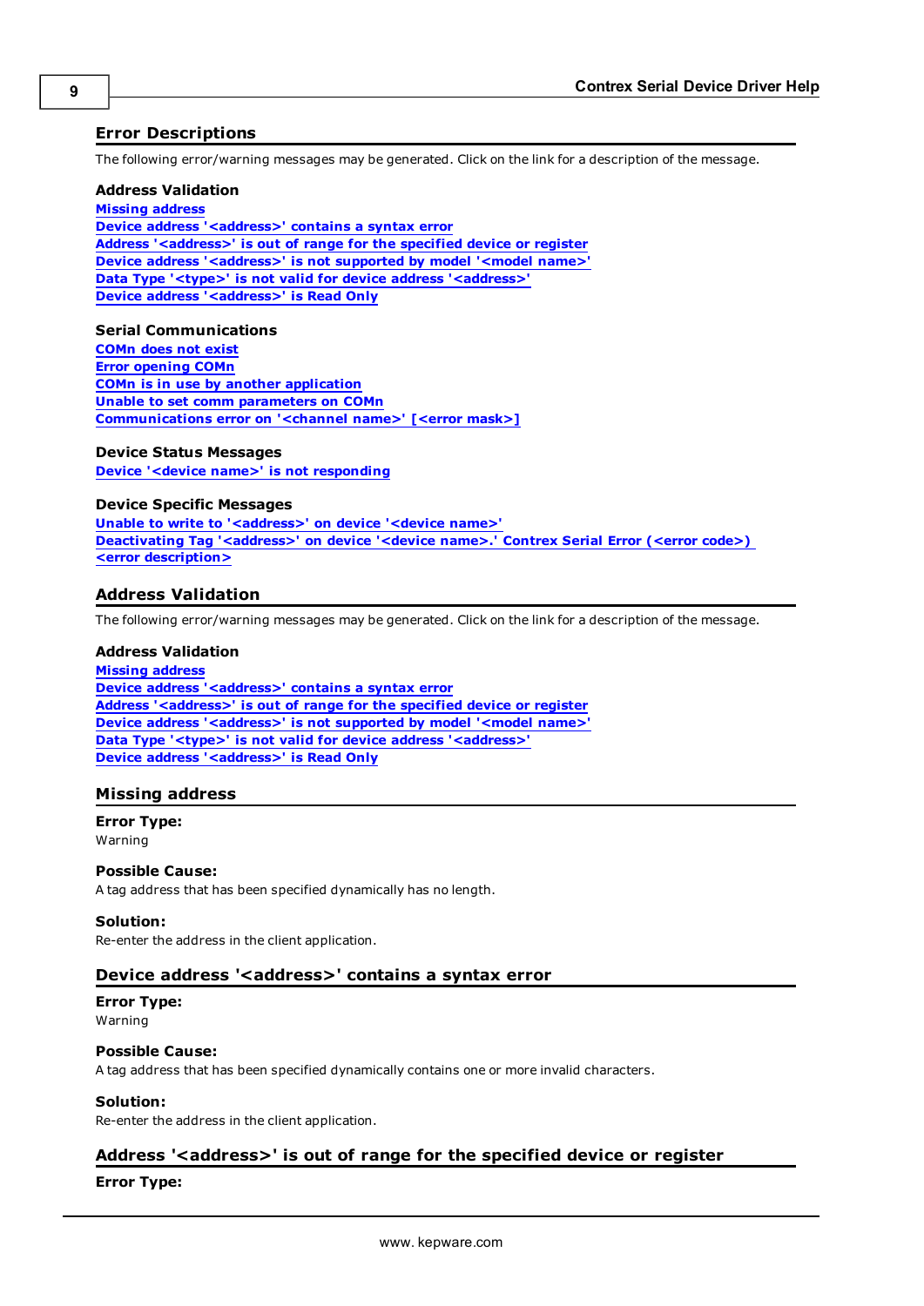## Error Descriptions

The following error/warning messages may be generated. Click on the link for a description of the message.

**Address Validation**

Missing address
Device address '<address>' contains a syntax error
Address '<address>' is out of range for the specified device or register
Device address '<address>' is not supported by model '<model name>'
Data Type '<type>' is not valid for device address '<address>'
Device address '<address>' is Read Only

**Serial Communications**

COMn does not exist
Error opening COMn
COMn is in use by another application
Unable to set comm parameters on COMn
Communications error on '<channel name>' [<error mask>]

**Device Status Messages**

Device '<device name>' is not responding

**Device Specific Messages**

Unable to write to '<address>' on device '<device name>'
Deactivating Tag '<address>' on device '<device name>.' Contrex Serial Error (<error code>) <error description>

## Address Validation

The following error/warning messages may be generated. Click on the link for a description of the message.

**Address Validation**

Missing address
Device address '<address>' contains a syntax error
Address '<address>' is out of range for the specified device or register
Device address '<address>' is not supported by model '<model name>'
Data Type '<type>' is not valid for device address '<address>'
Device address '<address>' is Read Only

## Missing address

**Error Type:**
Warning

**Possible Cause:**
A tag address that has been specified dynamically has no length.

**Solution:**
Re-enter the address in the client application.

## Device address '<address>' contains a syntax error

**Error Type:**
Warning

**Possible Cause:**
A tag address that has been specified dynamically contains one or more invalid characters.

**Solution:**
Re-enter the address in the client application.

## Address '<address>' is out of range for the specified device or register

**Error Type:**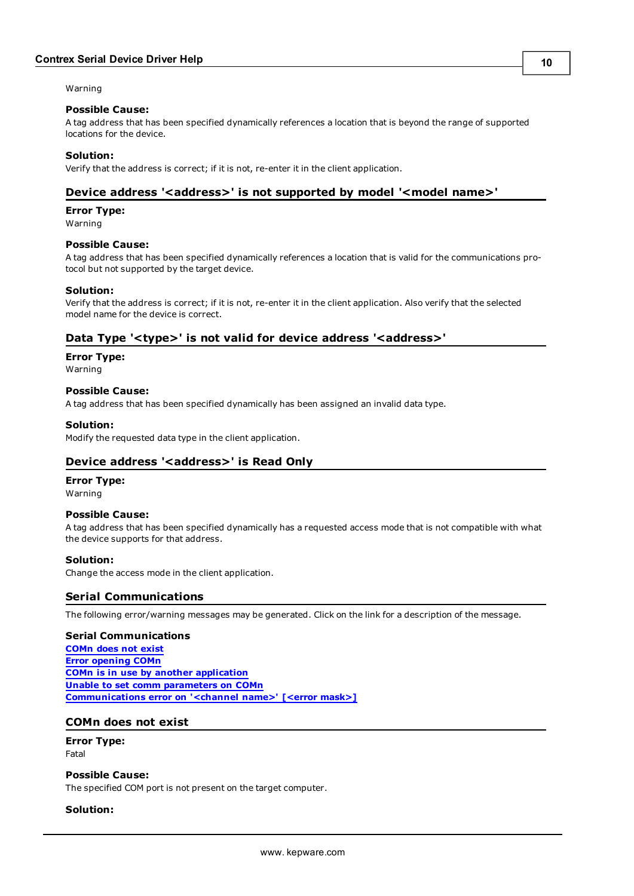Warning

**Possible Cause:**
A tag address that has been specified dynamically references a location that is beyond the range of supported locations for the device.

**Solution:**
Verify that the address is correct; if it is not, re-enter it in the client application.

### Device address '<address>' is not supported by model '<model name>'

**Error Type:**
Warning

**Possible Cause:**
A tag address that has been specified dynamically references a location that is valid for the communications protocol but not supported by the target device.

**Solution:**
Verify that the address is correct; if it is not, re-enter it in the client application. Also verify that the selected model name for the device is correct.

### Data Type '<type>' is not valid for device address '<address>'

**Error Type:**
Warning

**Possible Cause:**
A tag address that has been specified dynamically has been assigned an invalid data type.

**Solution:**
Modify the requested data type in the client application.

### Device address '<address>' is Read Only

**Error Type:**
Warning

**Possible Cause:**
A tag address that has been specified dynamically has a requested access mode that is not compatible with what the device supports for that address.

**Solution:**
Change the access mode in the client application.

## Serial Communications

The following error/warning messages may be generated. Click on the link for a description of the message.

**Serial Communications**
COMn does not exist
Error opening COMn
COMn is in use by another application
Unable to set comm parameters on COMn
Communications error on '<channel name>' [<error mask>]

### COMn does not exist

**Error Type:**
Fatal

**Possible Cause:**
The specified COM port is not present on the target computer.

**Solution:**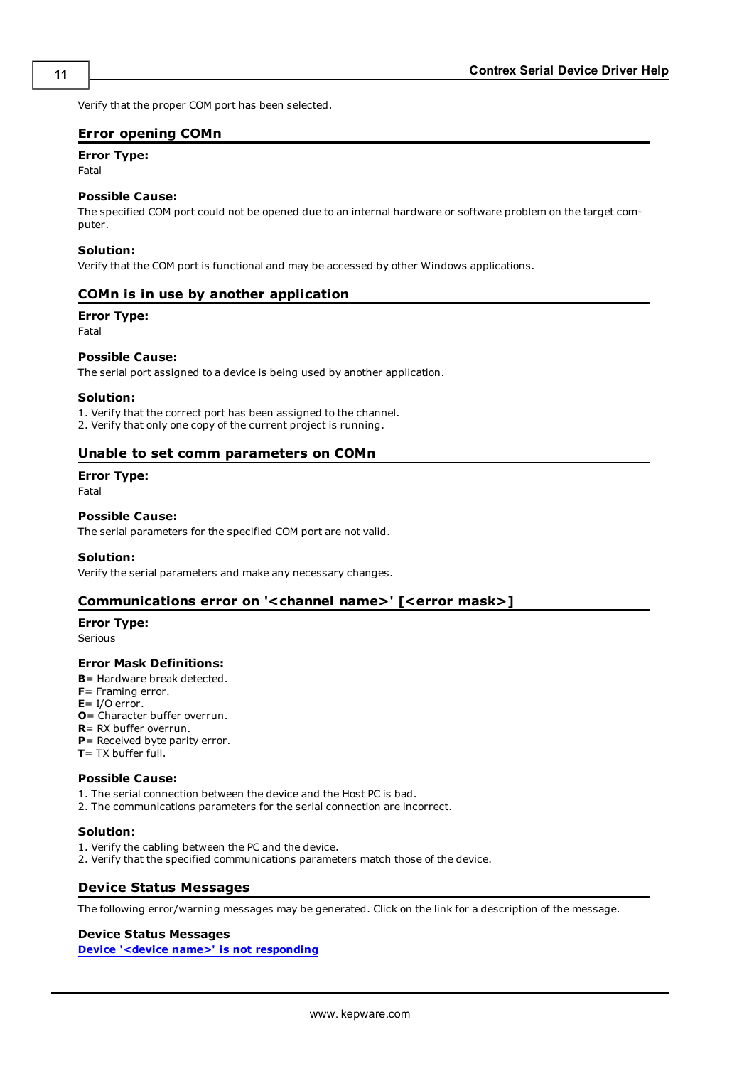Verify that the proper COM port has been selected.

## Error opening COMn

**Error Type:**
Fatal

**Possible Cause:**
The specified COM port could not be opened due to an internal hardware or software problem on the target computer.

**Solution:**
Verify that the COM port is functional and may be accessed by other Windows applications.

## COMn is in use by another application

**Error Type:**
Fatal

**Possible Cause:**
The serial port assigned to a device is being used by another application.

**Solution:**
1. Verify that the correct port has been assigned to the channel.
2. Verify that only one copy of the current project is running.

## Unable to set comm parameters on COMn

**Error Type:**
Fatal

**Possible Cause:**
The serial parameters for the specified COM port are not valid.

**Solution:**
Verify the serial parameters and make any necessary changes.

## Communications error on '<channel name>' [<error mask>]

**Error Type:**
Serious

**Error Mask Definitions:**
**B**= Hardware break detected.
**F**= Framing error.
**E**= I/O error.
**O**= Character buffer overrun.
**R**= RX buffer overrun.
**P**= Received byte parity error.
**T**= TX buffer full.

**Possible Cause:**
1. The serial connection between the device and the Host PC is bad.
2. The communications parameters for the serial connection are incorrect.

**Solution:**
1. Verify the cabling between the PC and the device.
2. Verify that the specified communications parameters match those of the device.

## Device Status Messages

The following error/warning messages may be generated. Click on the link for a description of the message.

**Device Status Messages**
**Device '<device name>' is not responding**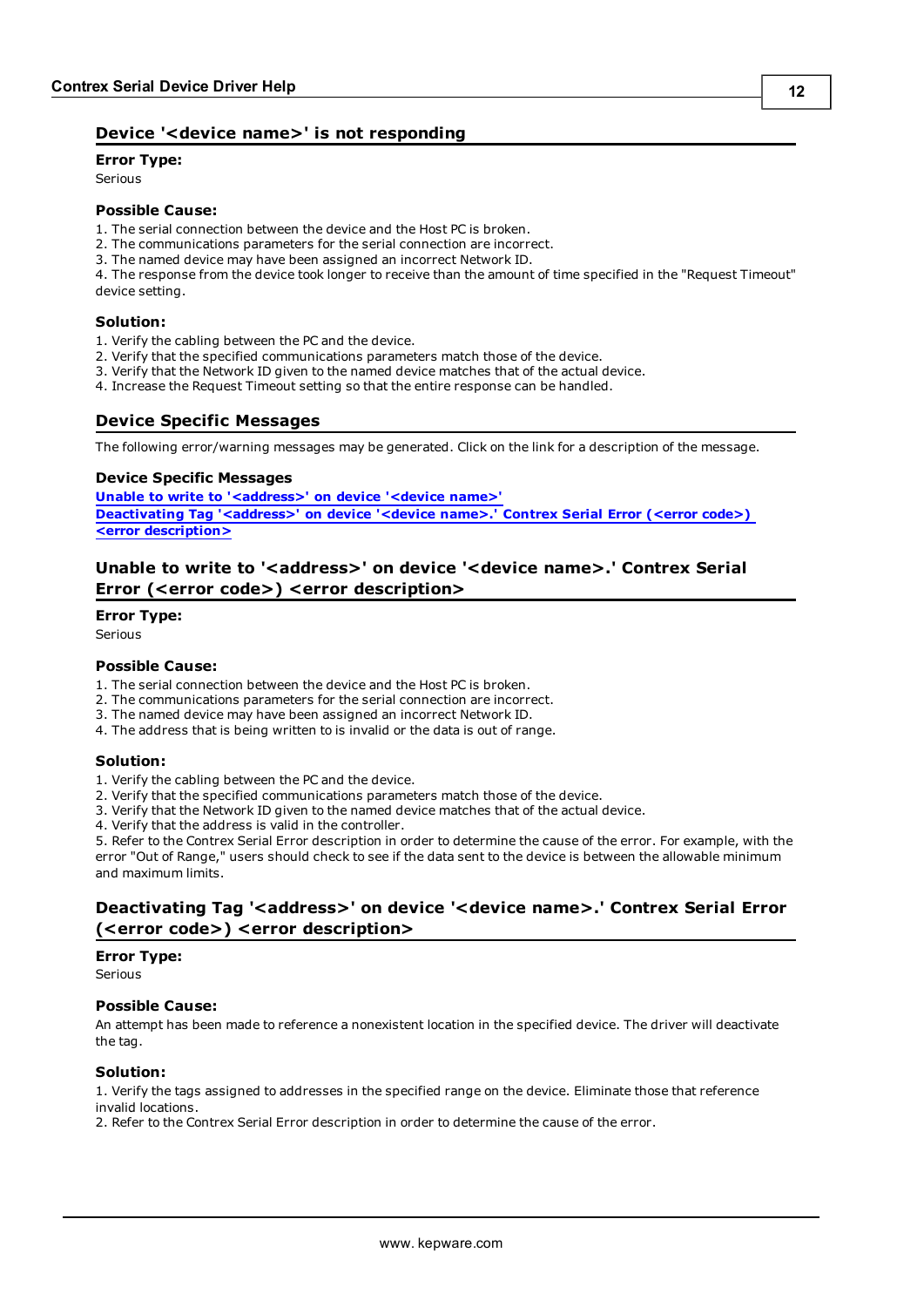## Device '<device name>' is not responding

**Error Type:**
Serious

**Possible Cause:**
1. The serial connection between the device and the Host PC is broken.
2. The communications parameters for the serial connection are incorrect.
3. The named device may have been assigned an incorrect Network ID.
4. The response from the device took longer to receive than the amount of time specified in the "Request Timeout" device setting.

**Solution:**
1. Verify the cabling between the PC and the device.
2. Verify that the specified communications parameters match those of the device.
3. Verify that the Network ID given to the named device matches that of the actual device.
4. Increase the Request Timeout setting so that the entire response can be handled.

## Device Specific Messages

The following error/warning messages may be generated. Click on the link for a description of the message.

**Device Specific Messages**
**Unable to write to '<address>' on device '<device name>'**
**Deactivating Tag '<address>' on device '<device name>.' Contrex Serial Error (<error code>) <error description>**

## Unable to write to '<address>' on device '<device name>.' Contrex Serial Error (<error code>) <error description>

**Error Type:**
Serious

**Possible Cause:**
1. The serial connection between the device and the Host PC is broken.
2. The communications parameters for the serial connection are incorrect.
3. The named device may have been assigned an incorrect Network ID.
4. The address that is being written to is invalid or the data is out of range.

**Solution:**
1. Verify the cabling between the PC and the device.
2. Verify that the specified communications parameters match those of the device.
3. Verify that the Network ID given to the named device matches that of the actual device.
4. Verify that the address is valid in the controller.
5. Refer to the Contrex Serial Error description in order to determine the cause of the error. For example, with the error "Out of Range," users should check to see if the data sent to the device is between the allowable minimum and maximum limits.

## Deactivating Tag '<address>' on device '<device name>.' Contrex Serial Error (<error code>) <error description>

**Error Type:**
Serious

**Possible Cause:**
An attempt has been made to reference a nonexistent location in the specified device. The driver will deactivate the tag.

**Solution:**
1. Verify the tags assigned to addresses in the specified range on the device. Eliminate those that reference invalid locations.
2. Refer to the Contrex Serial Error description in order to determine the cause of the error.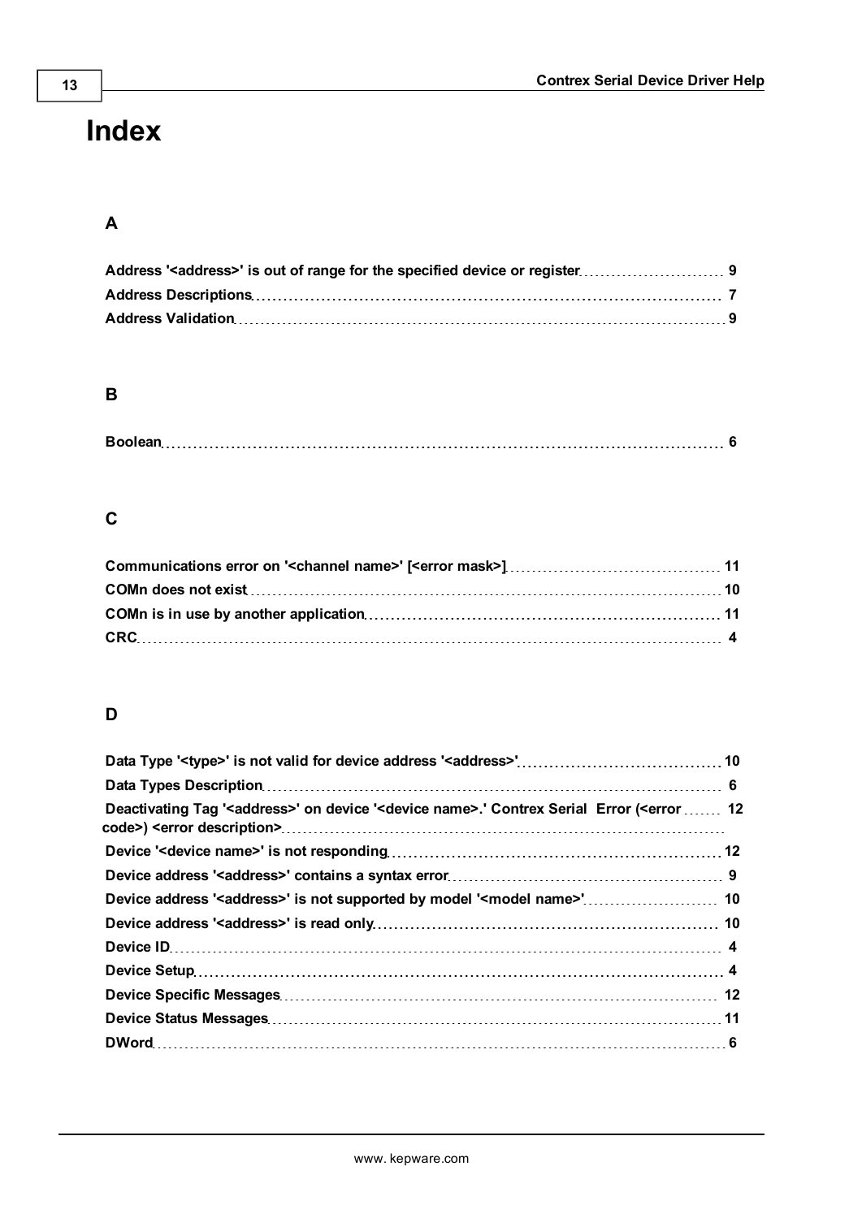# Index

## A

**Address '<address>' is out of range for the specified device or register** ........ 9
**Address Descriptions** ........ 7
**Address Validation** ........ 9

## B

**Boolean** ........ 6

## C

**Communications error on '<channel name>' [<error mask>]** ........ 11
**COMn does not exist** ........ 10
**COMn is in use by another application** ........ 11
**CRC** ........ 4

## D

**Data Type '<type>' is not valid for device address '<address>'** ........ 10
**Data Types Description** ........ 6
**Deactivating Tag '<address>' on device '<device name>.' Contrex Serial Error (<error code>) <error description>** ........ 12
**Device '<device name>' is not responding** ........ 12
**Device address '<address>' contains a syntax error** ........ 9
**Device address '<address>' is not supported by model '<model name>'** ........ 10
**Device address '<address>' is read only** ........ 10
**Device ID** ........ 4
**Device Setup** ........ 4
**Device Specific Messages** ........ 12
**Device Status Messages** ........ 11
**DWord** ........ 6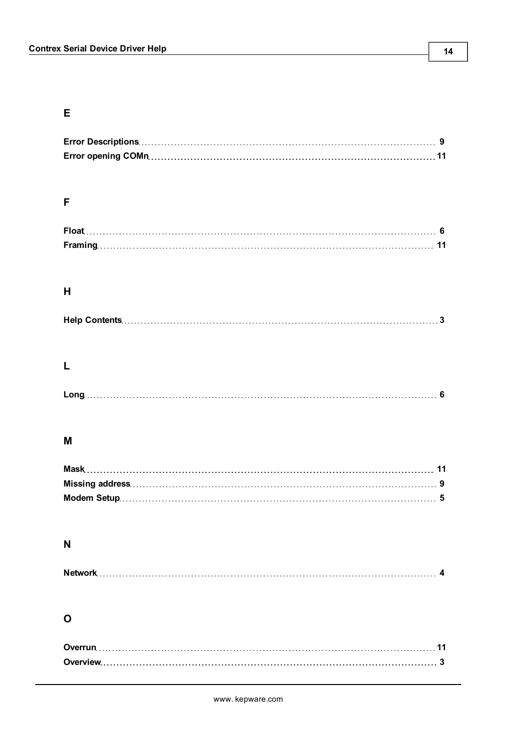## E

**Error Descriptions** ..... 9
**Error opening COMn** ..... 11

## F

**Float** ..... 6
**Framing** ..... 11

## H

**Help Contents** ..... 3

## L

**Long** ..... 6

## M

**Mask** ..... 11
**Missing address** ..... 9
**Modem Setup** ..... 5

## N

**Network** ..... 4

## O

**Overrun** ..... 11
**Overview** ..... 3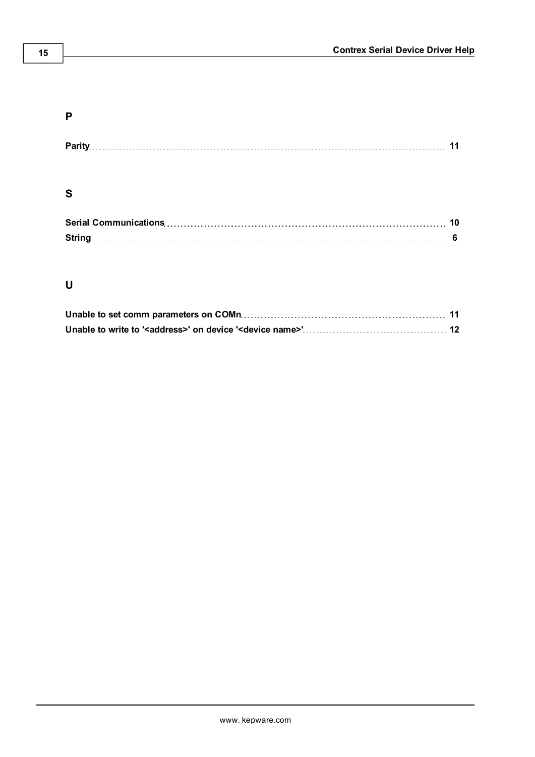## P

**Parity** 11

## S

**Serial Communications** 10

**String** 6

## U

**Unable to set comm parameters on COMn** 11

**Unable to write to '<address>' on device '<device name>'** 12